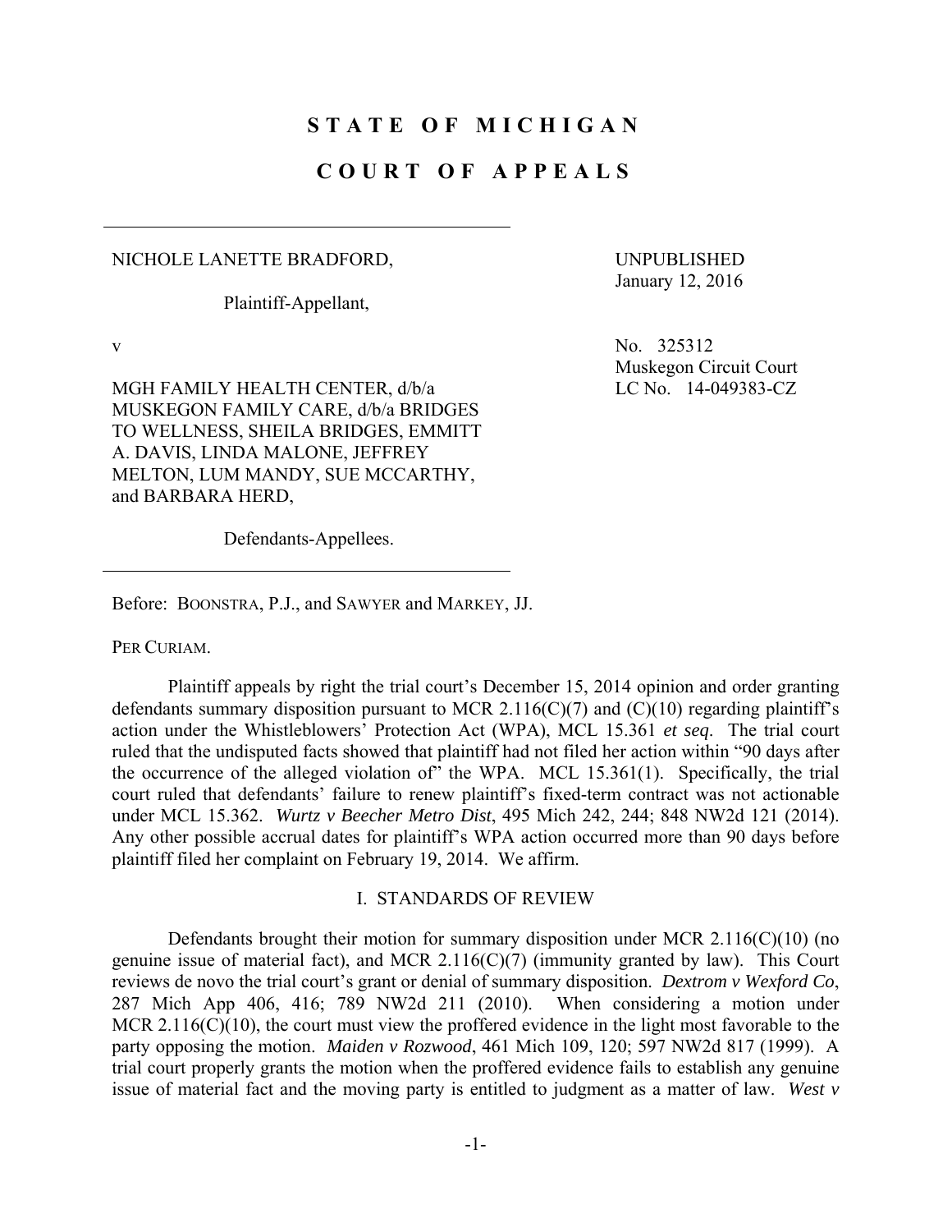# STATE OF MICHIGAN

# COURT OF APPEALS

NICHOLE LANETTE BRADFORD,

Plaintiff-Appellant,

v

MGH FAMILY HEALTH CENTER, d/b/a MUSKEGON FAMILY CARE, d/b/a BRIDGES TO WELLNESS, SHEILA BRIDGES, EMMITT A. DAVIS, LINDA MALONE, JEFFREY MELTON, LUM MANDY, SUE MCCARTHY, and BARBARA HERD,

Defendants-Appellees.

UNPUBLISHED
January 12, 2016

No. 325312
Muskegon Circuit Court
LC No. 14-049383-CZ

Before: BOONSTRA, P.J., and SAWYER and MARKEY, JJ.

PER CURIAM.

Plaintiff appeals by right the trial court's December 15, 2014 opinion and order granting defendants summary disposition pursuant to MCR 2.116(C)(7) and (C)(10) regarding plaintiff's action under the Whistleblowers' Protection Act (WPA), MCL 15.361 *et seq*. The trial court ruled that the undisputed facts showed that plaintiff had not filed her action within "90 days after the occurrence of the alleged violation of" the WPA. MCL 15.361(1). Specifically, the trial court ruled that defendants' failure to renew plaintiff's fixed-term contract was not actionable under MCL 15.362. *Wurtz v Beecher Metro Dist*, 495 Mich 242, 244; 848 NW2d 121 (2014). Any other possible accrual dates for plaintiff's WPA action occurred more than 90 days before plaintiff filed her complaint on February 19, 2014. We affirm.

## I. STANDARDS OF REVIEW

Defendants brought their motion for summary disposition under MCR 2.116(C)(10) (no genuine issue of material fact), and MCR 2.116(C)(7) (immunity granted by law). This Court reviews de novo the trial court's grant or denial of summary disposition. *Dextrom v Wexford Co*, 287 Mich App 406, 416; 789 NW2d 211 (2010). When considering a motion under MCR 2.116(C)(10), the court must view the proffered evidence in the light most favorable to the party opposing the motion. *Maiden v Rozwood*, 461 Mich 109, 120; 597 NW2d 817 (1999). A trial court properly grants the motion when the proffered evidence fails to establish any genuine issue of material fact and the moving party is entitled to judgment as a matter of law. *West v*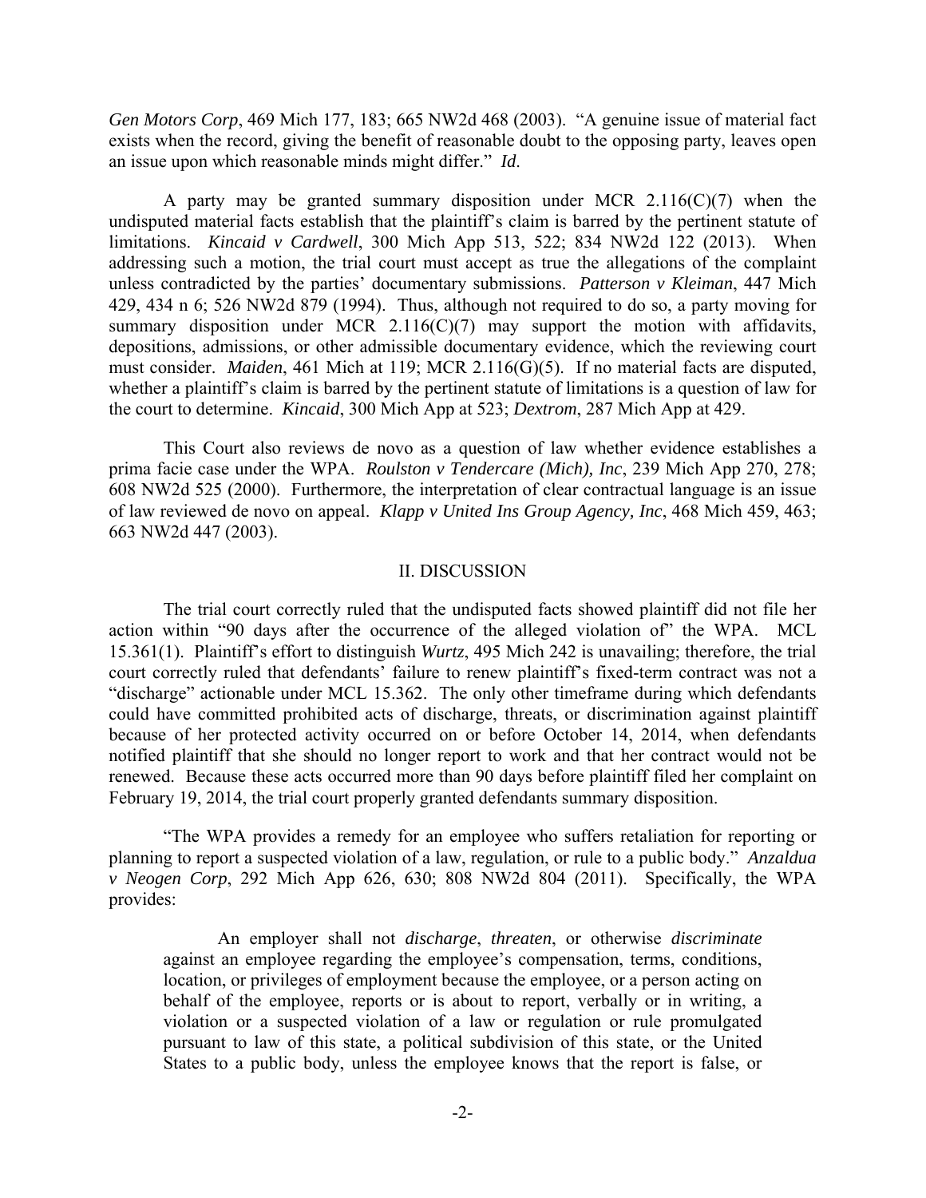*Gen Motors Corp*, 469 Mich 177, 183; 665 NW2d 468 (2003). "A genuine issue of material fact exists when the record, giving the benefit of reasonable doubt to the opposing party, leaves open an issue upon which reasonable minds might differ." *Id*.

A party may be granted summary disposition under MCR 2.116(C)(7) when the undisputed material facts establish that the plaintiff's claim is barred by the pertinent statute of limitations. *Kincaid v Cardwell*, 300 Mich App 513, 522; 834 NW2d 122 (2013). When addressing such a motion, the trial court must accept as true the allegations of the complaint unless contradicted by the parties' documentary submissions. *Patterson v Kleiman*, 447 Mich 429, 434 n 6; 526 NW2d 879 (1994). Thus, although not required to do so, a party moving for summary disposition under MCR 2.116(C)(7) may support the motion with affidavits, depositions, admissions, or other admissible documentary evidence, which the reviewing court must consider. *Maiden*, 461 Mich at 119; MCR 2.116(G)(5). If no material facts are disputed, whether a plaintiff's claim is barred by the pertinent statute of limitations is a question of law for the court to determine. *Kincaid*, 300 Mich App at 523; *Dextrom*, 287 Mich App at 429.

This Court also reviews de novo as a question of law whether evidence establishes a prima facie case under the WPA. *Roulston v Tendercare (Mich), Inc*, 239 Mich App 270, 278; 608 NW2d 525 (2000). Furthermore, the interpretation of clear contractual language is an issue of law reviewed de novo on appeal. *Klapp v United Ins Group Agency, Inc*, 468 Mich 459, 463; 663 NW2d 447 (2003).

## II. DISCUSSION

The trial court correctly ruled that the undisputed facts showed plaintiff did not file her action within "90 days after the occurrence of the alleged violation of" the WPA. MCL 15.361(1). Plaintiff's effort to distinguish *Wurtz*, 495 Mich 242 is unavailing; therefore, the trial court correctly ruled that defendants' failure to renew plaintiff's fixed-term contract was not a "discharge" actionable under MCL 15.362. The only other timeframe during which defendants could have committed prohibited acts of discharge, threats, or discrimination against plaintiff because of her protected activity occurred on or before October 14, 2014, when defendants notified plaintiff that she should no longer report to work and that her contract would not be renewed. Because these acts occurred more than 90 days before plaintiff filed her complaint on February 19, 2014, the trial court properly granted defendants summary disposition.

"The WPA provides a remedy for an employee who suffers retaliation for reporting or planning to report a suspected violation of a law, regulation, or rule to a public body." *Anzaldua v Neogen Corp*, 292 Mich App 626, 630; 808 NW2d 804 (2011). Specifically, the WPA provides:

> An employer shall not *discharge*, *threaten*, or otherwise *discriminate* against an employee regarding the employee's compensation, terms, conditions, location, or privileges of employment because the employee, or a person acting on behalf of the employee, reports or is about to report, verbally or in writing, a violation or a suspected violation of a law or regulation or rule promulgated pursuant to law of this state, a political subdivision of this state, or the United States to a public body, unless the employee knows that the report is false, or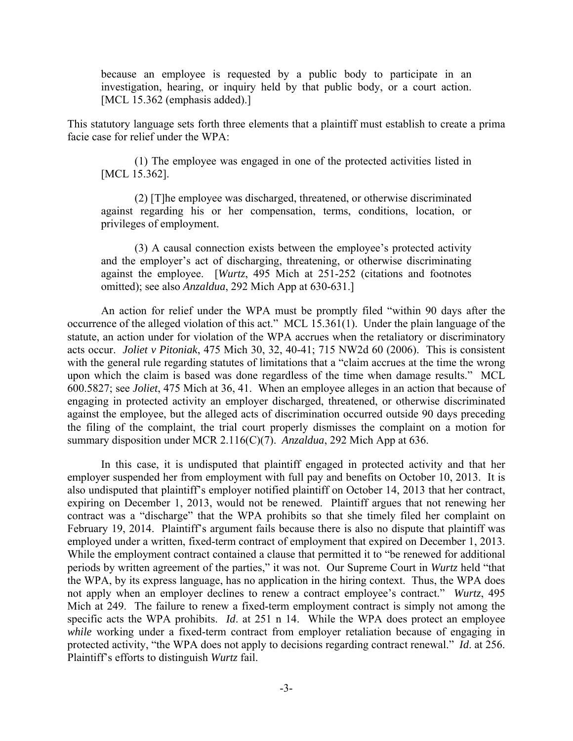> because an employee is requested by a public body to participate in an investigation, hearing, or inquiry held by that public body, or a court action. [MCL 15.362 (emphasis added).]

This statutory language sets forth three elements that a plaintiff must establish to create a prima facie case for relief under the WPA:

> (1) The employee was engaged in one of the protected activities listed in [MCL 15.362].
>
> (2) [T]he employee was discharged, threatened, or otherwise discriminated against regarding his or her compensation, terms, conditions, location, or privileges of employment.
>
> (3) A causal connection exists between the employee's protected activity and the employer's act of discharging, threatening, or otherwise discriminating against the employee. [*Wurtz*, 495 Mich at 251-252 (citations and footnotes omitted); see also *Anzaldua*, 292 Mich App at 630-631.]

An action for relief under the WPA must be promptly filed "within 90 days after the occurrence of the alleged violation of this act." MCL 15.361(1). Under the plain language of the statute, an action under for violation of the WPA accrues when the retaliatory or discriminatory acts occur. *Joliet v Pitoniak*, 475 Mich 30, 32, 40-41; 715 NW2d 60 (2006). This is consistent with the general rule regarding statutes of limitations that a "claim accrues at the time the wrong upon which the claim is based was done regardless of the time when damage results." MCL 600.5827; see *Joliet*, 475 Mich at 36, 41. When an employee alleges in an action that because of engaging in protected activity an employer discharged, threatened, or otherwise discriminated against the employee, but the alleged acts of discrimination occurred outside 90 days preceding the filing of the complaint, the trial court properly dismisses the complaint on a motion for summary disposition under MCR 2.116(C)(7). *Anzaldua*, 292 Mich App at 636.

In this case, it is undisputed that plaintiff engaged in protected activity and that her employer suspended her from employment with full pay and benefits on October 10, 2013. It is also undisputed that plaintiff's employer notified plaintiff on October 14, 2013 that her contract, expiring on December 1, 2013, would not be renewed. Plaintiff argues that not renewing her contract was a "discharge" that the WPA prohibits so that she timely filed her complaint on February 19, 2014. Plaintiff's argument fails because there is also no dispute that plaintiff was employed under a written, fixed-term contract of employment that expired on December 1, 2013. While the employment contract contained a clause that permitted it to "be renewed for additional periods by written agreement of the parties," it was not. Our Supreme Court in *Wurtz* held "that the WPA, by its express language, has no application in the hiring context. Thus, the WPA does not apply when an employer declines to renew a contract employee's contract." *Wurtz*, 495 Mich at 249. The failure to renew a fixed-term employment contract is simply not among the specific acts the WPA prohibits. *Id*. at 251 n 14. While the WPA does protect an employee *while* working under a fixed-term contract from employer retaliation because of engaging in protected activity, "the WPA does not apply to decisions regarding contract renewal." *Id*. at 256. Plaintiff's efforts to distinguish *Wurtz* fail.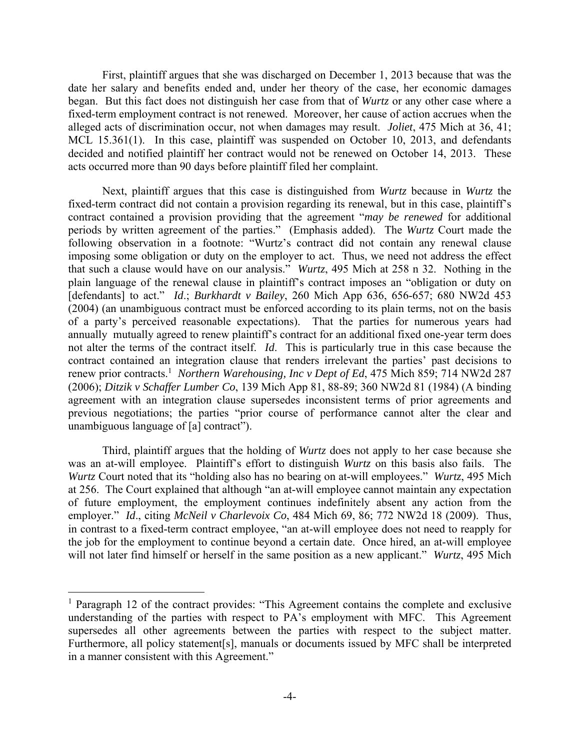First, plaintiff argues that she was discharged on December 1, 2013 because that was the date her salary and benefits ended and, under her theory of the case, her economic damages began. But this fact does not distinguish her case from that of *Wurtz* or any other case where a fixed-term employment contract is not renewed. Moreover, her cause of action accrues when the alleged acts of discrimination occur, not when damages may result. *Joliet*, 475 Mich at 36, 41; MCL 15.361(1). In this case, plaintiff was suspended on October 10, 2013, and defendants decided and notified plaintiff her contract would not be renewed on October 14, 2013. These acts occurred more than 90 days before plaintiff filed her complaint.

Next, plaintiff argues that this case is distinguished from *Wurtz* because in *Wurtz* the fixed-term contract did not contain a provision regarding its renewal, but in this case, plaintiff's contract contained a provision providing that the agreement "*may be renewed* for additional periods by written agreement of the parties." (Emphasis added). The *Wurtz* Court made the following observation in a footnote: "Wurtz's contract did not contain any renewal clause imposing some obligation or duty on the employer to act. Thus, we need not address the effect that such a clause would have on our analysis." *Wurtz*, 495 Mich at 258 n 32. Nothing in the plain language of the renewal clause in plaintiff's contract imposes an "obligation or duty on [defendants] to act." *Id*.; *Burkhardt v Bailey*, 260 Mich App 636, 656-657; 680 NW2d 453 (2004) (an unambiguous contract must be enforced according to its plain terms, not on the basis of a party's perceived reasonable expectations). That the parties for numerous years had annually mutually agreed to renew plaintiff's contract for an additional fixed one-year term does not alter the terms of the contract itself. *Id*. This is particularly true in this case because the contract contained an integration clause that renders irrelevant the parties' past decisions to renew prior contracts.[1] *Northern Warehousing, Inc v Dept of Ed*, 475 Mich 859; 714 NW2d 287 (2006); *Ditzik v Schaffer Lumber Co*, 139 Mich App 81, 88-89; 360 NW2d 81 (1984) (A binding agreement with an integration clause supersedes inconsistent terms of prior agreements and previous negotiations; the parties "prior course of performance cannot alter the clear and unambiguous language of [a] contract").

Third, plaintiff argues that the holding of *Wurtz* does not apply to her case because she was an at-will employee. Plaintiff's effort to distinguish *Wurtz* on this basis also fails. The *Wurtz* Court noted that its "holding also has no bearing on at-will employees." *Wurtz*, 495 Mich at 256. The Court explained that although "an at-will employee cannot maintain any expectation of future employment, the employment continues indefinitely absent any action from the employer." *Id*., citing *McNeil v Charlevoix Co*, 484 Mich 69, 86; 772 NW2d 18 (2009). Thus, in contrast to a fixed-term contract employee, "an at-will employee does not need to reapply for the job for the employment to continue beyond a certain date. Once hired, an at-will employee will not later find himself or herself in the same position as a new applicant." *Wurtz*, 495 Mich

---

[1] Paragraph 12 of the contract provides: "This Agreement contains the complete and exclusive understanding of the parties with respect to PA's employment with MFC. This Agreement supersedes all other agreements between the parties with respect to the subject matter. Furthermore, all policy statement[s], manuals or documents issued by MFC shall be interpreted in a manner consistent with this Agreement."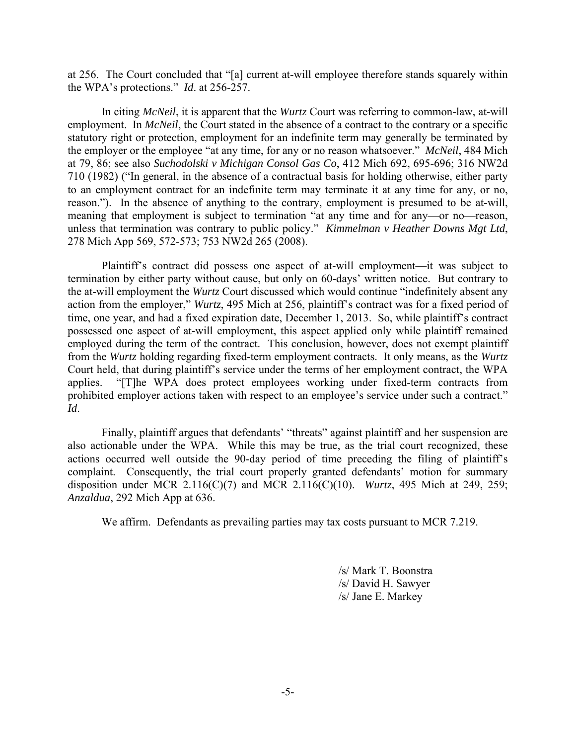at 256. The Court concluded that "[a] current at-will employee therefore stands squarely within the WPA's protections." *Id*. at 256-257.

In citing *McNeil*, it is apparent that the *Wurtz* Court was referring to common-law, at-will employment. In *McNeil*, the Court stated in the absence of a contract to the contrary or a specific statutory right or protection, employment for an indefinite term may generally be terminated by the employer or the employee "at any time, for any or no reason whatsoever." *McNeil*, 484 Mich at 79, 86; see also *Suchodolski v Michigan Consol Gas Co*, 412 Mich 692, 695-696; 316 NW2d 710 (1982) ("In general, in the absence of a contractual basis for holding otherwise, either party to an employment contract for an indefinite term may terminate it at any time for any, or no, reason."). In the absence of anything to the contrary, employment is presumed to be at-will, meaning that employment is subject to termination "at any time and for any—or no—reason, unless that termination was contrary to public policy." *Kimmelman v Heather Downs Mgt Ltd*, 278 Mich App 569, 572-573; 753 NW2d 265 (2008).

Plaintiff's contract did possess one aspect of at-will employment—it was subject to termination by either party without cause, but only on 60-days' written notice. But contrary to the at-will employment the *Wurtz* Court discussed which would continue "indefinitely absent any action from the employer," *Wurtz*, 495 Mich at 256, plaintiff's contract was for a fixed period of time, one year, and had a fixed expiration date, December 1, 2013. So, while plaintiff's contract possessed one aspect of at-will employment, this aspect applied only while plaintiff remained employed during the term of the contract. This conclusion, however, does not exempt plaintiff from the *Wurtz* holding regarding fixed-term employment contracts. It only means, as the *Wurtz* Court held, that during plaintiff's service under the terms of her employment contract, the WPA applies. "[T]he WPA does protect employees working under fixed-term contracts from prohibited employer actions taken with respect to an employee's service under such a contract." *Id*.

Finally, plaintiff argues that defendants' "threats" against plaintiff and her suspension are also actionable under the WPA. While this may be true, as the trial court recognized, these actions occurred well outside the 90-day period of time preceding the filing of plaintiff's complaint. Consequently, the trial court properly granted defendants' motion for summary disposition under MCR 2.116(C)(7) and MCR 2.116(C)(10). *Wurtz*, 495 Mich at 249, 259; *Anzaldua*, 292 Mich App at 636.

We affirm. Defendants as prevailing parties may tax costs pursuant to MCR 7.219.

/s/ Mark T. Boonstra
/s/ David H. Sawyer
/s/ Jane E. Markey